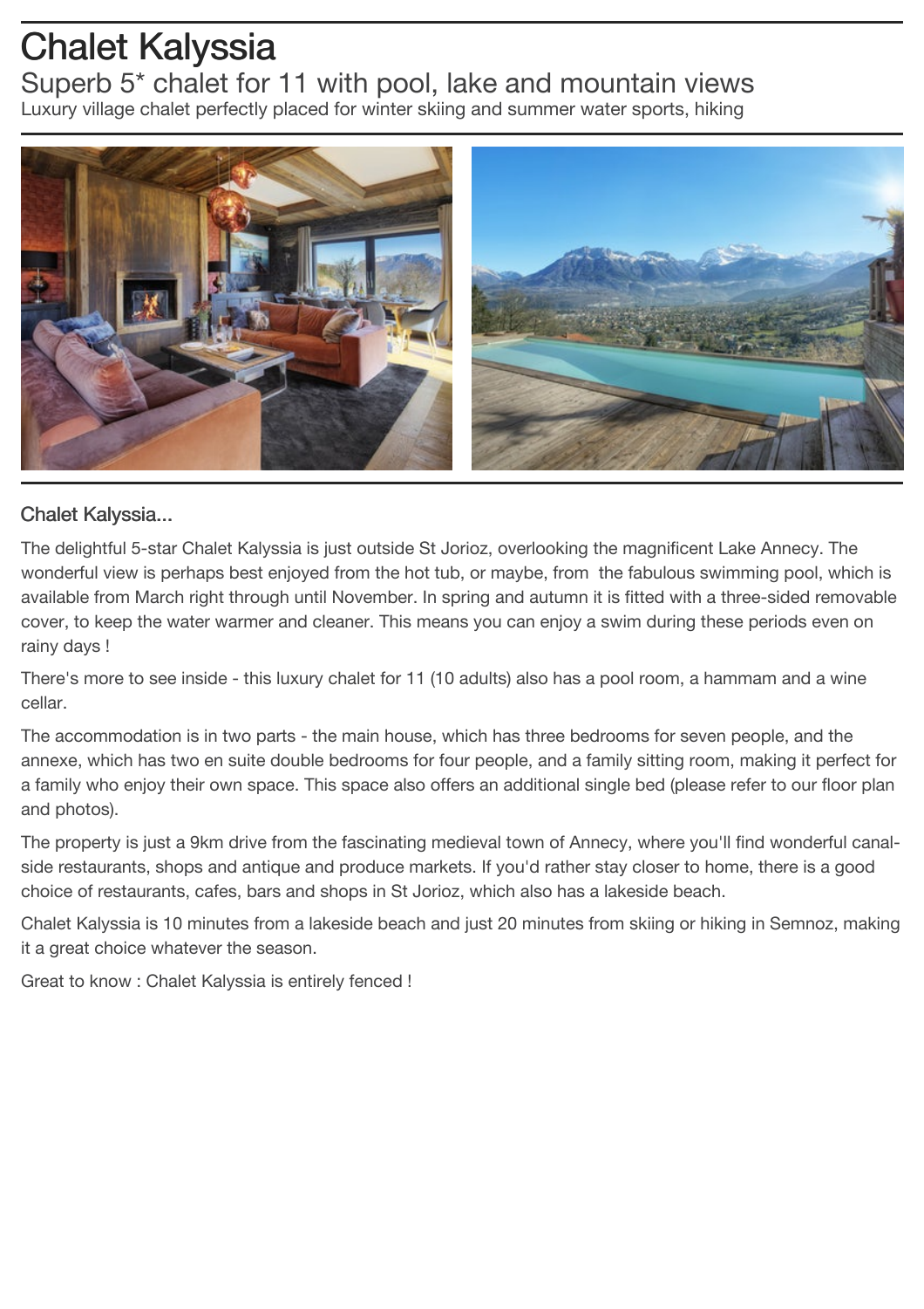# Chalet Kalyssia

## Superb 5* chalet for 11 with pool, lake and mountain views

Luxury village chalet perfectly placed for winter skiing and summer water sports, hiking

### Chalet Kalyssia...

The delightful 5-star Chalet Kalyssia is just outside St Jorioz, overlooking the magnificent Lake Annecy. The wonderful view is perhaps best enjoyed from the hot tub, or maybe, from the fabulous swimming pool, which is available from March right through until November. In spring and autumn it is fitted with a three-sided removable cover, to keep the water warmer and cleaner. This means you can enjoy a swim during these periods even on rainy days !

There's more to see inside - this luxury chalet for 11 (10 adults) also has a pool room, a hammam and a wine cellar.

The accommodation is in two parts - the main house, which has three bedrooms for seven people, and the annexe, which has two en suite double bedrooms for four people, and a family sitting room, making it perfect for a family who enjoy their own space. This space also offers an additional single bed (please refer to our floor plan and photos).

The property is just a 9km drive from the fascinating medieval town of Annecy, where you'll find wonderful canal-side restaurants, shops and antique and produce markets. If you'd rather stay closer to home, there is a good choice of restaurants, cafes, bars and shops in St Jorioz, which also has a lakeside beach.

Chalet Kalyssia is 10 minutes from a lakeside beach and just 20 minutes from skiing or hiking in Semnoz, making it a great choice whatever the season.

Great to know : Chalet Kalyssia is entirely fenced !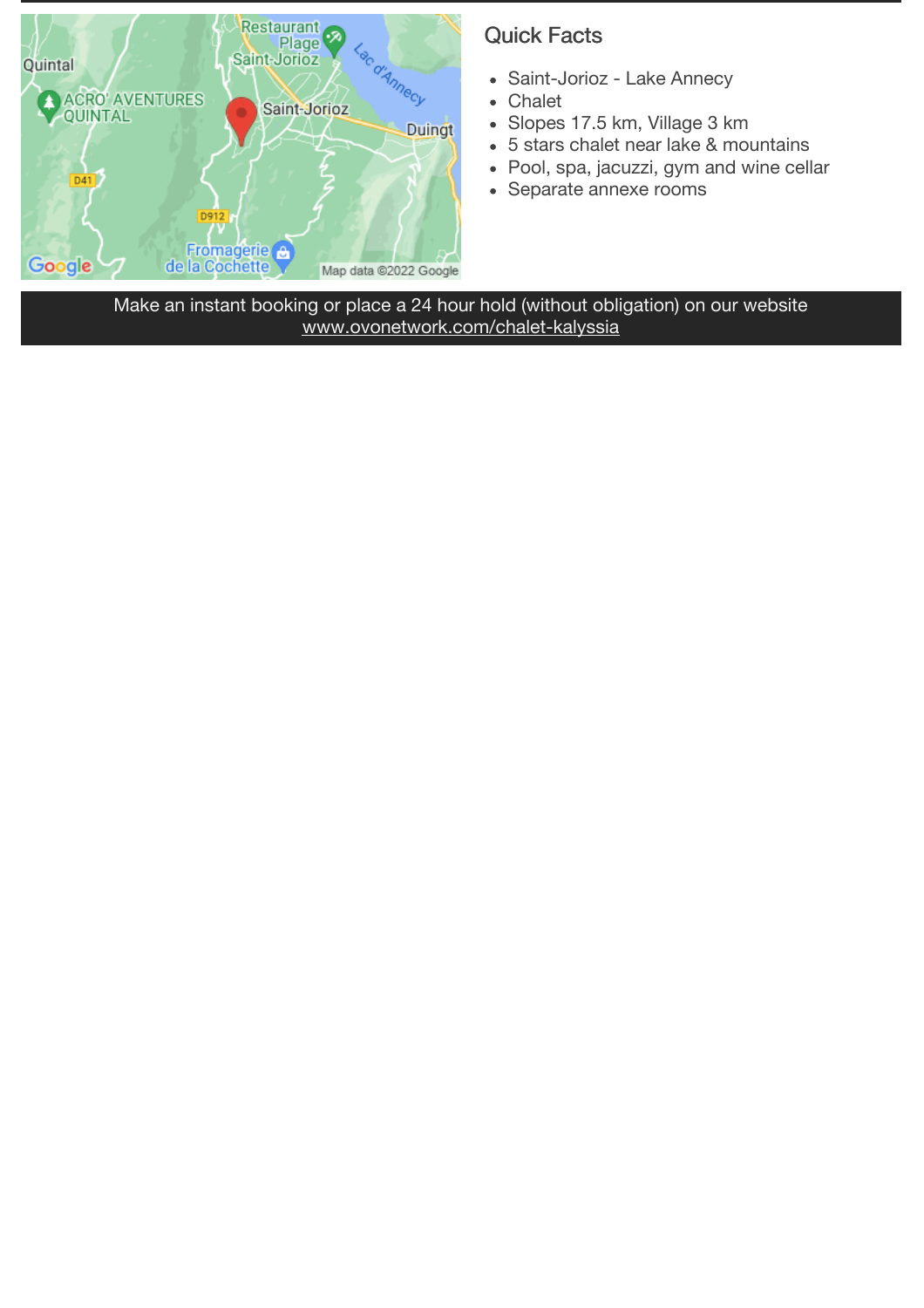## Quick Facts

- Saint-Jorioz - Lake Annecy
- Chalet
- Slopes 17.5 km, Village 3 km
- 5 stars chalet near lake & mountains
- Pool, spa, jacuzzi, gym and wine cellar
- Separate annexe rooms

Make an instant booking or place a 24 hour hold (without obligation) on our website
www.ovonetwork.com/chalet-kalyssia